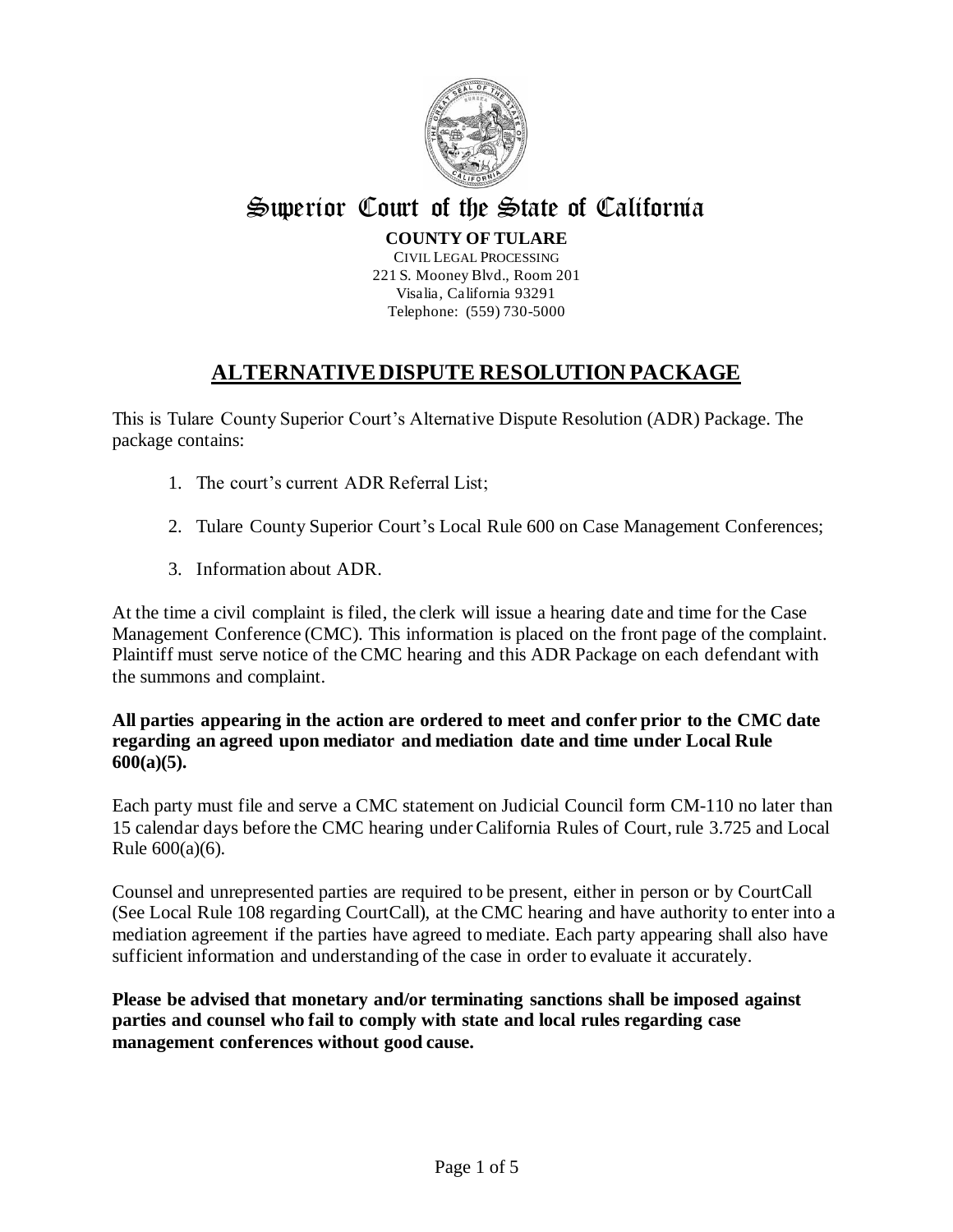# Superior Court of the State of California

**COUNTY OF TULARE**
CIVIL LEGAL PROCESSING
221 S. Mooney Blvd., Room 201
Visalia, California 93291
Telephone: (559) 730-5000

## ALTERNATIVE DISPUTE RESOLUTION PACKAGE

This is Tulare County Superior Court's Alternative Dispute Resolution (ADR) Package. The package contains:

1. The court's current ADR Referral List;
2. Tulare County Superior Court's Local Rule 600 on Case Management Conferences;
3. Information about ADR.

At the time a civil complaint is filed, the clerk will issue a hearing date and time for the Case Management Conference (CMC). This information is placed on the front page of the complaint. Plaintiff must serve notice of the CMC hearing and this ADR Package on each defendant with the summons and complaint.

**All parties appearing in the action are ordered to meet and confer prior to the CMC date regarding an agreed upon mediator and mediation date and time under Local Rule 600(a)(5).**

Each party must file and serve a CMC statement on Judicial Council form CM-110 no later than 15 calendar days before the CMC hearing under California Rules of Court, rule 3.725 and Local Rule 600(a)(6).

Counsel and unrepresented parties are required to be present, either in person or by CourtCall (See Local Rule 108 regarding CourtCall), at the CMC hearing and have authority to enter into a mediation agreement if the parties have agreed to mediate. Each party appearing shall also have sufficient information and understanding of the case in order to evaluate it accurately.

**Please be advised that monetary and/or terminating sanctions shall be imposed against parties and counsel who fail to comply with state and local rules regarding case management conferences without good cause.**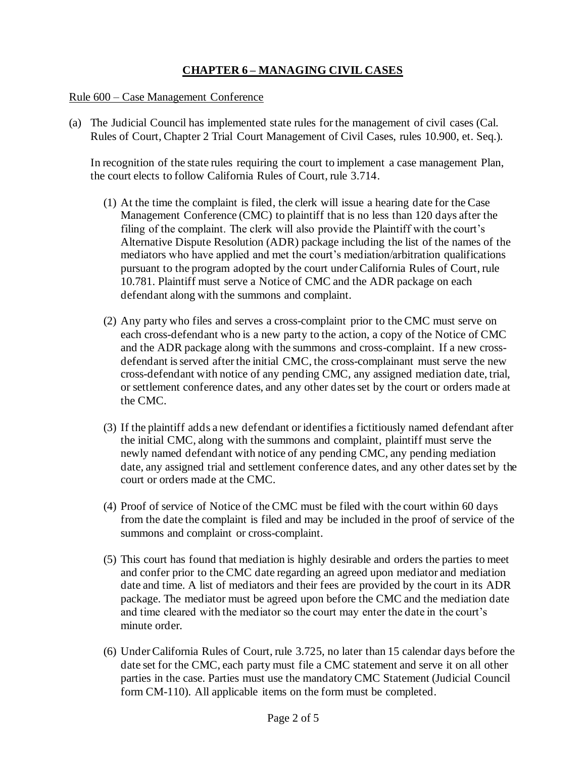## CHAPTER 6 – MANAGING CIVIL CASES

Rule 600 – Case Management Conference

(a) The Judicial Council has implemented state rules for the management of civil cases (Cal. Rules of Court, Chapter 2 Trial Court Management of Civil Cases, rules 10.900, et. Seq.).

In recognition of the state rules requiring the court to implement a case management Plan, the court elects to follow California Rules of Court, rule 3.714.

(1) At the time the complaint is filed, the clerk will issue a hearing date for the Case Management Conference (CMC) to plaintiff that is no less than 120 days after the filing of the complaint. The clerk will also provide the Plaintiff with the court's Alternative Dispute Resolution (ADR) package including the list of the names of the mediators who have applied and met the court's mediation/arbitration qualifications pursuant to the program adopted by the court under California Rules of Court, rule 10.781. Plaintiff must serve a Notice of CMC and the ADR package on each defendant along with the summons and complaint.

(2) Any party who files and serves a cross-complaint prior to the CMC must serve on each cross-defendant who is a new party to the action, a copy of the Notice of CMC and the ADR package along with the summons and cross-complaint. If a new cross-defendant is served after the initial CMC, the cross-complainant must serve the new cross-defendant with notice of any pending CMC, any assigned mediation date, trial, or settlement conference dates, and any other dates set by the court or orders made at the CMC.

(3) If the plaintiff adds a new defendant or identifies a fictitiously named defendant after the initial CMC, along with the summons and complaint, plaintiff must serve the newly named defendant with notice of any pending CMC, any pending mediation date, any assigned trial and settlement conference dates, and any other dates set by the court or orders made at the CMC.

(4) Proof of service of Notice of the CMC must be filed with the court within 60 days from the date the complaint is filed and may be included in the proof of service of the summons and complaint or cross-complaint.

(5) This court has found that mediation is highly desirable and orders the parties to meet and confer prior to the CMC date regarding an agreed upon mediator and mediation date and time. A list of mediators and their fees are provided by the court in its ADR package. The mediator must be agreed upon before the CMC and the mediation date and time cleared with the mediator so the court may enter the date in the court's minute order.

(6) Under California Rules of Court, rule 3.725, no later than 15 calendar days before the date set for the CMC, each party must file a CMC statement and serve it on all other parties in the case. Parties must use the mandatory CMC Statement (Judicial Council form CM-110). All applicable items on the form must be completed.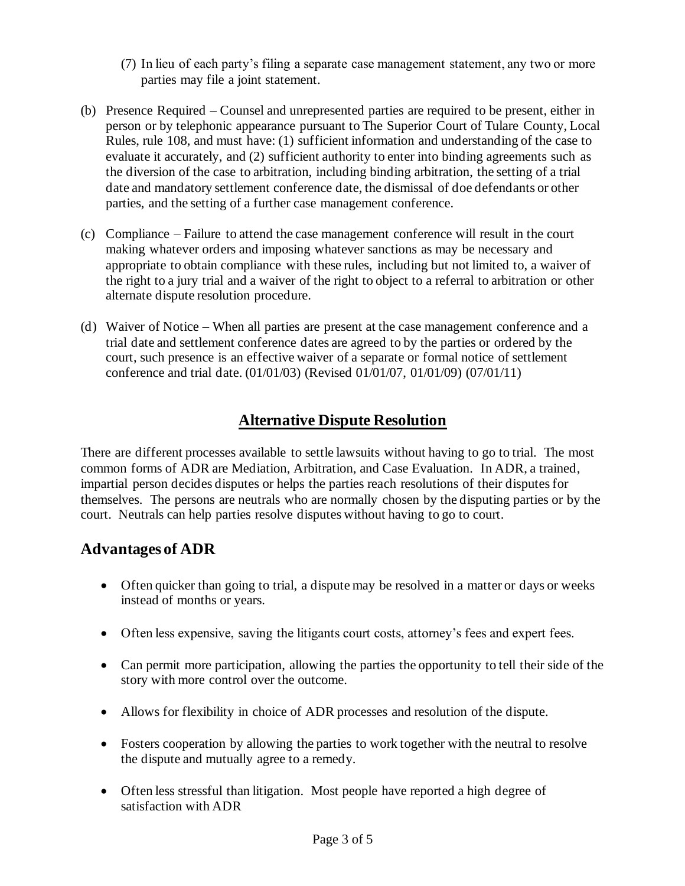(7) In lieu of each party's filing a separate case management statement, any two or more parties may file a joint statement.

(b) Presence Required – Counsel and unrepresented parties are required to be present, either in person or by telephonic appearance pursuant to The Superior Court of Tulare County, Local Rules, rule 108, and must have: (1) sufficient information and understanding of the case to evaluate it accurately, and (2) sufficient authority to enter into binding agreements such as the diversion of the case to arbitration, including binding arbitration, the setting of a trial date and mandatory settlement conference date, the dismissal of doe defendants or other parties, and the setting of a further case management conference.

(c) Compliance – Failure to attend the case management conference will result in the court making whatever orders and imposing whatever sanctions as may be necessary and appropriate to obtain compliance with these rules, including but not limited to, a waiver of the right to a jury trial and a waiver of the right to object to a referral to arbitration or other alternate dispute resolution procedure.

(d) Waiver of Notice – When all parties are present at the case management conference and a trial date and settlement conference dates are agreed to by the parties or ordered by the court, such presence is an effective waiver of a separate or formal notice of settlement conference and trial date. (01/01/03) (Revised 01/01/07, 01/01/09) (07/01/11)

## Alternative Dispute Resolution

There are different processes available to settle lawsuits without having to go to trial. The most common forms of ADR are Mediation, Arbitration, and Case Evaluation. In ADR, a trained, impartial person decides disputes or helps the parties reach resolutions of their disputes for themselves. The persons are neutrals who are normally chosen by the disputing parties or by the court. Neutrals can help parties resolve disputes without having to go to court.

### Advantages of ADR

- Often quicker than going to trial, a dispute may be resolved in a matter or days or weeks instead of months or years.
- Often less expensive, saving the litigants court costs, attorney's fees and expert fees.
- Can permit more participation, allowing the parties the opportunity to tell their side of the story with more control over the outcome.
- Allows for flexibility in choice of ADR processes and resolution of the dispute.
- Fosters cooperation by allowing the parties to work together with the neutral to resolve the dispute and mutually agree to a remedy.
- Often less stressful than litigation. Most people have reported a high degree of satisfaction with ADR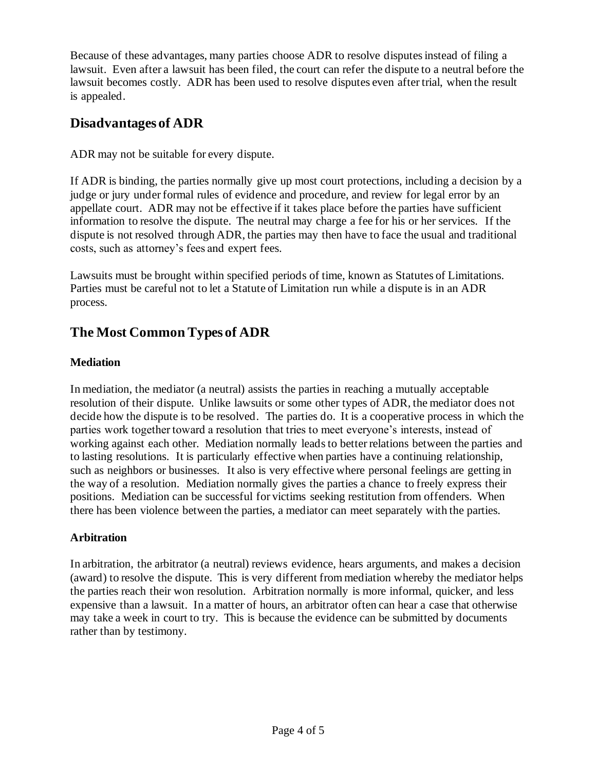Because of these advantages, many parties choose ADR to resolve disputes instead of filing a lawsuit. Even after a lawsuit has been filed, the court can refer the dispute to a neutral before the lawsuit becomes costly. ADR has been used to resolve disputes even after trial, when the result is appealed.

## Disadvantages of ADR

ADR may not be suitable for every dispute.

If ADR is binding, the parties normally give up most court protections, including a decision by a judge or jury under formal rules of evidence and procedure, and review for legal error by an appellate court. ADR may not be effective if it takes place before the parties have sufficient information to resolve the dispute. The neutral may charge a fee for his or her services. If the dispute is not resolved through ADR, the parties may then have to face the usual and traditional costs, such as attorney's fees and expert fees.

Lawsuits must be brought within specified periods of time, known as Statutes of Limitations. Parties must be careful not to let a Statute of Limitation run while a dispute is in an ADR process.

## The Most Common Types of ADR

### Mediation

In mediation, the mediator (a neutral) assists the parties in reaching a mutually acceptable resolution of their dispute. Unlike lawsuits or some other types of ADR, the mediator does not decide how the dispute is to be resolved. The parties do. It is a cooperative process in which the parties work together toward a resolution that tries to meet everyone's interests, instead of working against each other. Mediation normally leads to better relations between the parties and to lasting resolutions. It is particularly effective when parties have a continuing relationship, such as neighbors or businesses. It also is very effective where personal feelings are getting in the way of a resolution. Mediation normally gives the parties a chance to freely express their positions. Mediation can be successful for victims seeking restitution from offenders. When there has been violence between the parties, a mediator can meet separately with the parties.

### Arbitration

In arbitration, the arbitrator (a neutral) reviews evidence, hears arguments, and makes a decision (award) to resolve the dispute. This is very different from mediation whereby the mediator helps the parties reach their won resolution. Arbitration normally is more informal, quicker, and less expensive than a lawsuit. In a matter of hours, an arbitrator often can hear a case that otherwise may take a week in court to try. This is because the evidence can be submitted by documents rather than by testimony.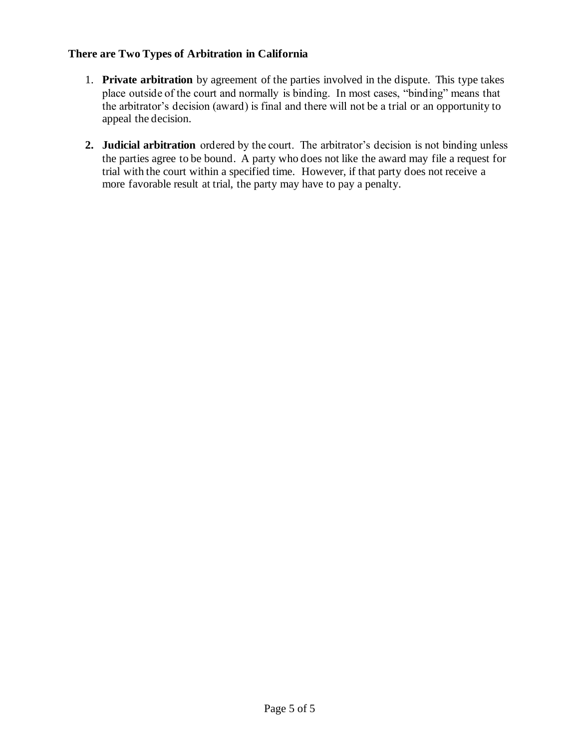**There are Two Types of Arbitration in California**

1. **Private arbitration** by agreement of the parties involved in the dispute. This type takes place outside of the court and normally is binding. In most cases, "binding" means that the arbitrator's decision (award) is final and there will not be a trial or an opportunity to appeal the decision.

2. **Judicial arbitration** ordered by the court. The arbitrator's decision is not binding unless the parties agree to be bound. A party who does not like the award may file a request for trial with the court within a specified time. However, if that party does not receive a more favorable result at trial, the party may have to pay a penalty.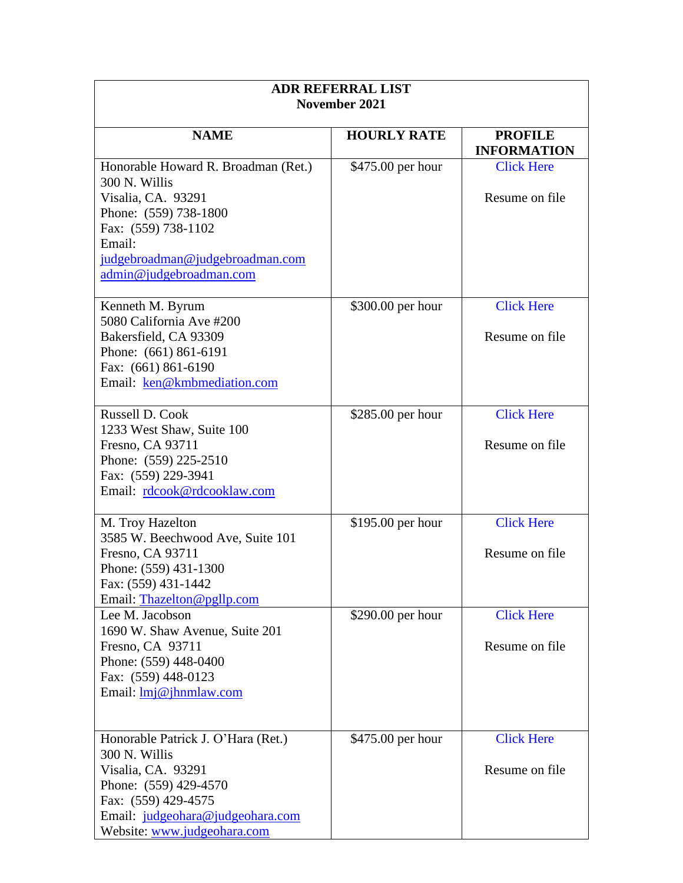**ADR REFERRAL LIST**
**November 2021**

| NAME | HOURLY RATE | PROFILE INFORMATION |
|---|---|---|
| Honorable Howard R. Broadman (Ret.)<br>300 N. Willis<br>Visalia, CA. 93291<br>Phone: (559) 738-1800<br>Fax: (559) 738-1102<br>Email:<br>judgebroadman@judgebroadman.com<br>admin@judgebroadman.com | $475.00 per hour | Click Here<br><br>Resume on file |
| Kenneth M. Byrum<br>5080 California Ave #200<br>Bakersfield, CA 93309<br>Phone: (661) 861-6191<br>Fax: (661) 861-6190<br>Email: ken@kmbmediation.com | $300.00 per hour | Click Here<br><br>Resume on file |
| Russell D. Cook<br>1233 West Shaw, Suite 100<br>Fresno, CA 93711<br>Phone: (559) 225-2510<br>Fax: (559) 229-3941<br>Email: rdcook@rdcooklaw.com | $285.00 per hour | Click Here<br><br>Resume on file |
| M. Troy Hazelton<br>3585 W. Beechwood Ave, Suite 101<br>Fresno, CA 93711<br>Phone: (559) 431-1300<br>Fax: (559) 431-1442<br>Email: Thazelton@pgllp.com | $195.00 per hour | Click Here<br><br>Resume on file |
| Lee M. Jacobson<br>1690 W. Shaw Avenue, Suite 201<br>Fresno, CA 93711<br>Phone: (559) 448-0400<br>Fax: (559) 448-0123<br>Email: lmj@jhnmlaw.com | $290.00 per hour | Click Here<br><br>Resume on file |
| Honorable Patrick J. O'Hara (Ret.)<br>300 N. Willis<br>Visalia, CA. 93291<br>Phone: (559) 429-4570<br>Fax: (559) 429-4575<br>Email: judgeohara@judgeohara.com<br>Website: www.judgeohara.com | $475.00 per hour | Click Here<br><br>Resume on file |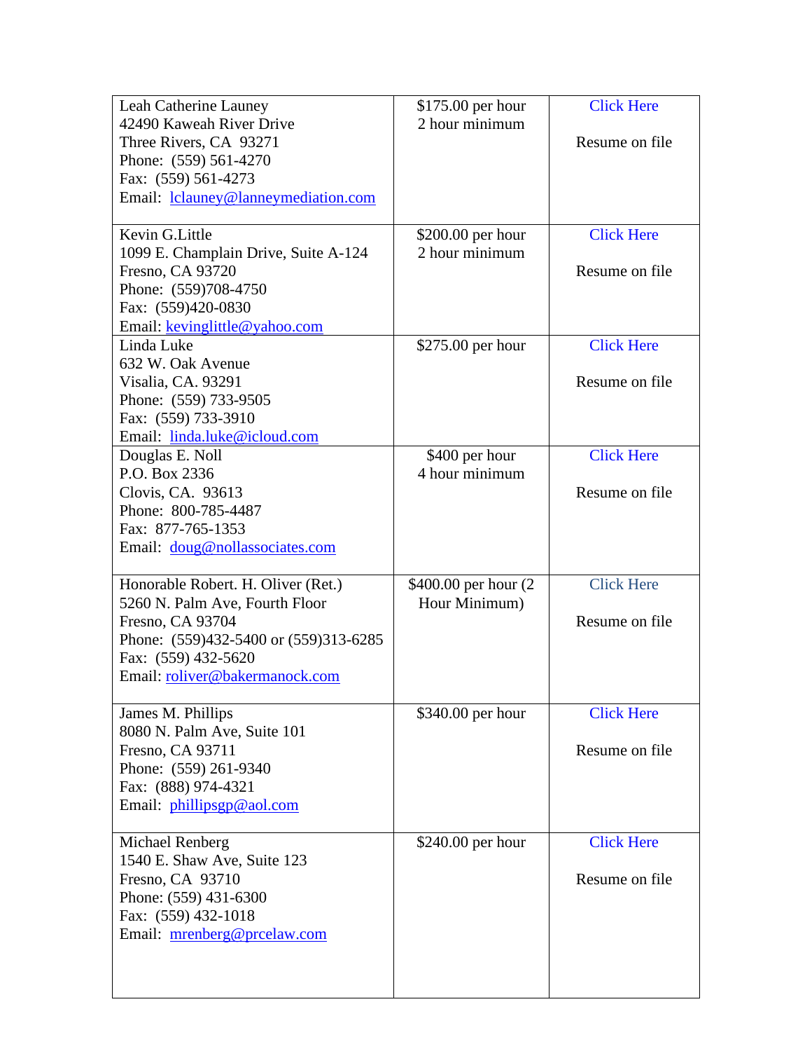| | | |
|---|---|---|
| Leah Catherine Launey<br>42490 Kaweah River Drive<br>Three Rivers, CA  93271<br>Phone:  (559) 561-4270<br>Fax:  (559) 561-4273<br>Email:  lclauney@lanneymediation.com | $175.00 per hour<br>2 hour minimum | Click Here<br><br>Resume on file |
| Kevin G.Little<br>1099 E. Champlain Drive, Suite A-124<br>Fresno, CA 93720<br>Phone:  (559)708-4750<br>Fax:  (559)420-0830<br>Email: kevinglittle@yahoo.com | $200.00 per hour<br>2 hour minimum | Click Here<br><br>Resume on file |
| Linda Luke<br>632 W. Oak Avenue<br>Visalia, CA. 93291<br>Phone:  (559) 733-9505<br>Fax:  (559) 733-3910<br>Email:  linda.luke@icloud.com | $275.00 per hour | Click Here<br><br>Resume on file |
| Douglas E. Noll<br>P.O. Box 2336<br>Clovis, CA.  93613<br>Phone:  800-785-4487<br>Fax:  877-765-1353<br>Email:  doug@nollassociates.com | $400 per hour<br>4 hour minimum | Click Here<br><br>Resume on file |
| Honorable Robert. H. Oliver (Ret.)<br>5260 N. Palm Ave, Fourth Floor<br>Fresno, CA 93704<br>Phone:  (559)432-5400 or (559)313-6285<br>Fax:  (559) 432-5620<br>Email: roliver@bakermanock.com | $400.00 per hour (2 Hour Minimum) | Click Here<br><br>Resume on file |
| James M. Phillips<br>8080 N. Palm Ave, Suite 101<br>Fresno, CA 93711<br>Phone:  (559) 261-9340<br>Fax:  (888) 974-4321<br>Email:  phillipsgp@aol.com | $340.00 per hour | Click Here<br><br>Resume on file |
| Michael Renberg<br>1540 E. Shaw Ave, Suite 123<br>Fresno, CA  93710<br>Phone: (559) 431-6300<br>Fax:  (559) 432-1018<br>Email:  mrenberg@prcelaw.com | $240.00 per hour | Click Here<br><br>Resume on file |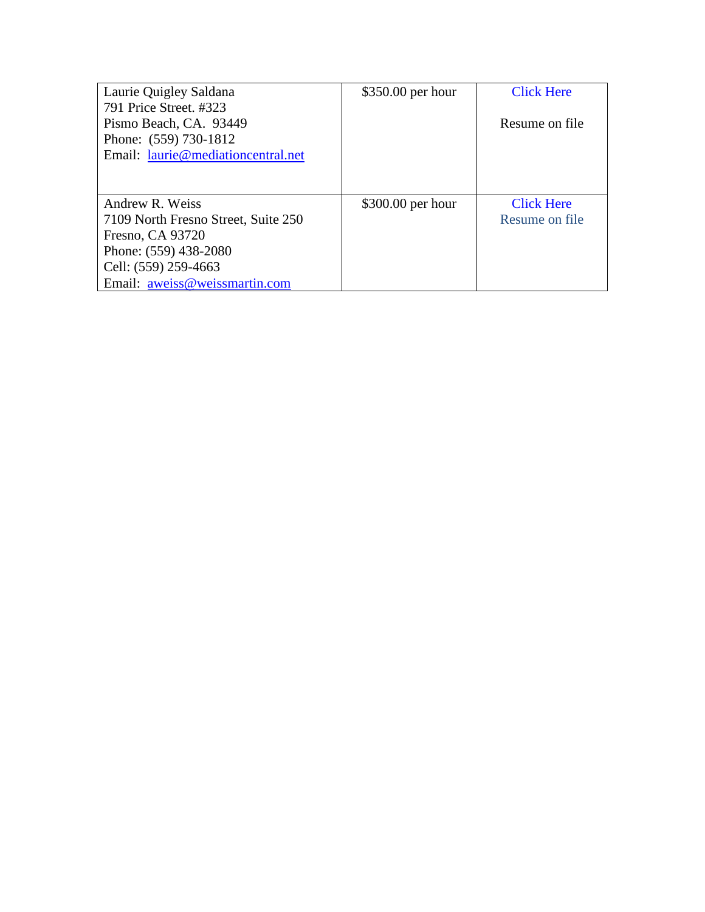| | | |
|---|---|---|
| Laurie Quigley Saldana<br>791 Price Street. #323<br>Pismo Beach, CA. 93449<br>Phone: (559) 730-1812<br>Email: laurie@mediationcentral.net | $350.00 per hour | Click Here<br><br>Resume on file |
| Andrew R. Weiss<br>7109 North Fresno Street, Suite 250<br>Fresno, CA 93720<br>Phone: (559) 438-2080<br>Cell: (559) 259-4663<br>Email: aweiss@weissmartin.com | $300.00 per hour | Click Here<br>Resume on file |